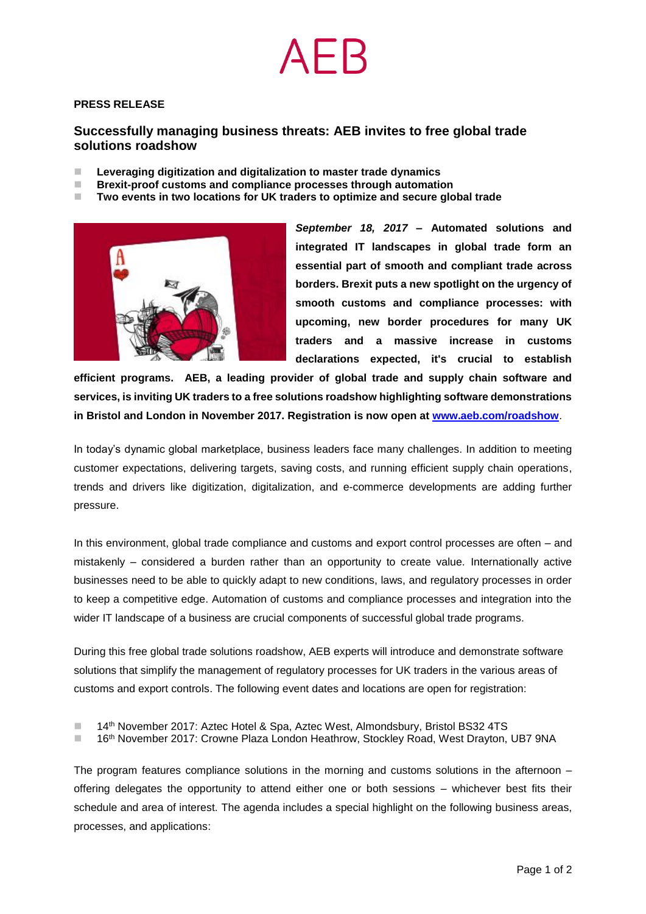AEB

**PRESS RELEASE**

## Successfully managing business threats: AEB invites to free global trade solutions roadshow

- **Leveraging digitization and digitalization to master trade dynamics**
- **Brexit-proof customs and compliance processes through automation**
- **Two events in two locations for UK traders to optimize and secure global trade**

***September 18, 2017*** **– Automated solutions and integrated IT landscapes in global trade form an essential part of smooth and compliant trade across borders. Brexit puts a new spotlight on the urgency of smooth customs and compliance processes: with upcoming, new border procedures for many UK traders and a massive increase in customs declarations expected, it's crucial to establish efficient programs. AEB, a leading provider of global trade and supply chain software and services, is inviting UK traders to a free solutions roadshow highlighting software demonstrations in Bristol and London in November 2017. Registration is now open at [www.aeb.com/roadshow](www.aeb.com/roadshow).**

In today's dynamic global marketplace, business leaders face many challenges. In addition to meeting customer expectations, delivering targets, saving costs, and running efficient supply chain operations, trends and drivers like digitization, digitalization, and e-commerce developments are adding further pressure.

In this environment, global trade compliance and customs and export control processes are often – and mistakenly – considered a burden rather than an opportunity to create value. Internationally active businesses need to be able to quickly adapt to new conditions, laws, and regulatory processes in order to keep a competitive edge. Automation of customs and compliance processes and integration into the wider IT landscape of a business are crucial components of successful global trade programs.

During this free global trade solutions roadshow, AEB experts will introduce and demonstrate software solutions that simplify the management of regulatory processes for UK traders in the various areas of customs and export controls. The following event dates and locations are open for registration:

- 14th November 2017: Aztec Hotel & Spa, Aztec West, Almondsbury, Bristol BS32 4TS
- 16th November 2017: Crowne Plaza London Heathrow, Stockley Road, West Drayton, UB7 9NA

The program features compliance solutions in the morning and customs solutions in the afternoon – offering delegates the opportunity to attend either one or both sessions – whichever best fits their schedule and area of interest. The agenda includes a special highlight on the following business areas, processes, and applications: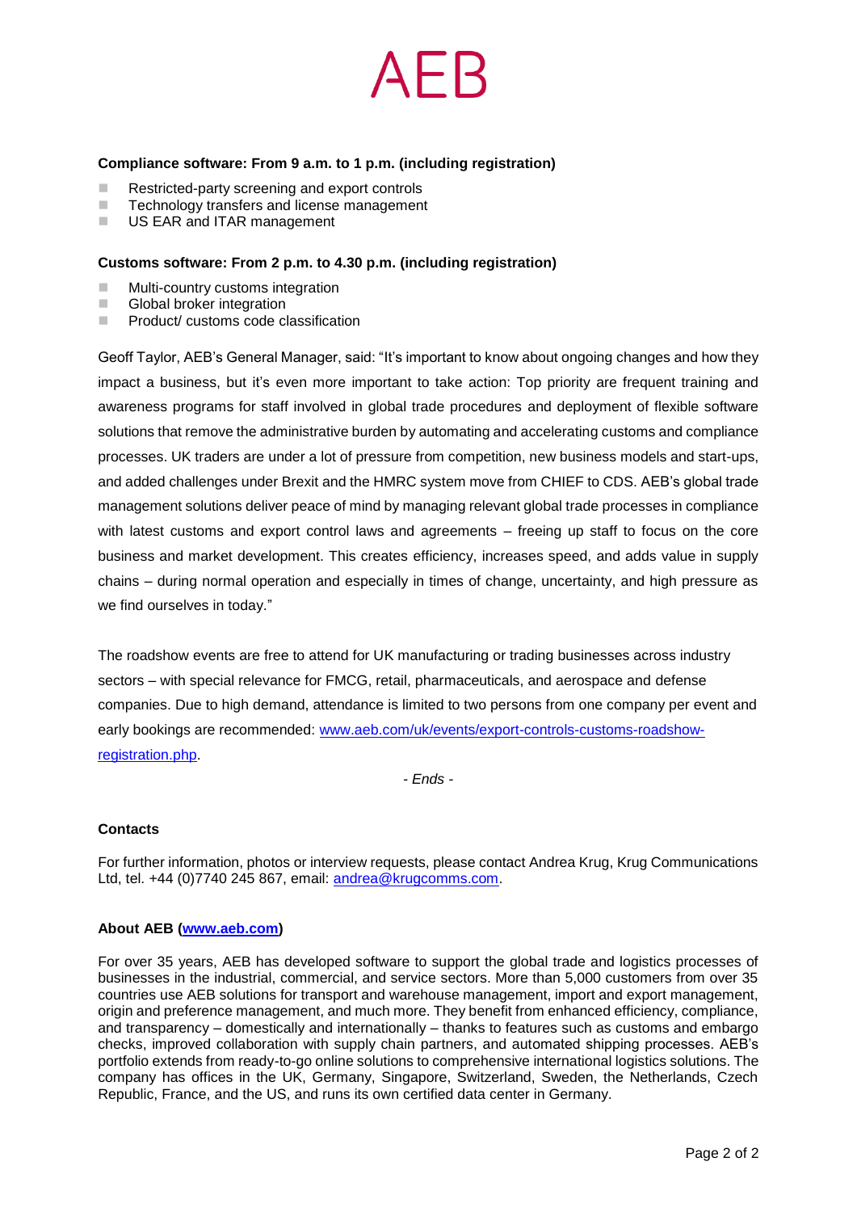**Compliance software: From 9 a.m. to 1 p.m. (including registration)**

- Restricted-party screening and export controls
- Technology transfers and license management
- US EAR and ITAR management

**Customs software: From 2 p.m. to 4.30 p.m. (including registration)**

- Multi-country customs integration
- Global broker integration
- Product/ customs code classification

Geoff Taylor, AEB's General Manager, said: "It's important to know about ongoing changes and how they impact a business, but it's even more important to take action: Top priority are frequent training and awareness programs for staff involved in global trade procedures and deployment of flexible software solutions that remove the administrative burden by automating and accelerating customs and compliance processes. UK traders are under a lot of pressure from competition, new business models and start-ups, and added challenges under Brexit and the HMRC system move from CHIEF to CDS. AEB's global trade management solutions deliver peace of mind by managing relevant global trade processes in compliance with latest customs and export control laws and agreements – freeing up staff to focus on the core business and market development. This creates efficiency, increases speed, and adds value in supply chains – during normal operation and especially in times of change, uncertainty, and high pressure as we find ourselves in today."

The roadshow events are free to attend for UK manufacturing or trading businesses across industry sectors – with special relevance for FMCG, retail, pharmaceuticals, and aerospace and defense companies. Due to high demand, attendance is limited to two persons from one company per event and early bookings are recommended: [www.aeb.com/uk/events/export-controls-customs-roadshow-registration.php](www.aeb.com/uk/events/export-controls-customs-roadshow-registration.php).

*- Ends -*

**Contacts**

For further information, photos or interview requests, please contact Andrea Krug, Krug Communications Ltd, tel. +44 (0)7740 245 867, email: andrea@krugcomms.com.

**About AEB ([www.aeb.com](www.aeb.com))**

For over 35 years, AEB has developed software to support the global trade and logistics processes of businesses in the industrial, commercial, and service sectors. More than 5,000 customers from over 35 countries use AEB solutions for transport and warehouse management, import and export management, origin and preference management, and much more. They benefit from enhanced efficiency, compliance, and transparency – domestically and internationally – thanks to features such as customs and embargo checks, improved collaboration with supply chain partners, and automated shipping processes. AEB's portfolio extends from ready-to-go online solutions to comprehensive international logistics solutions. The company has offices in the UK, Germany, Singapore, Switzerland, Sweden, the Netherlands, Czech Republic, France, and the US, and runs its own certified data center in Germany.